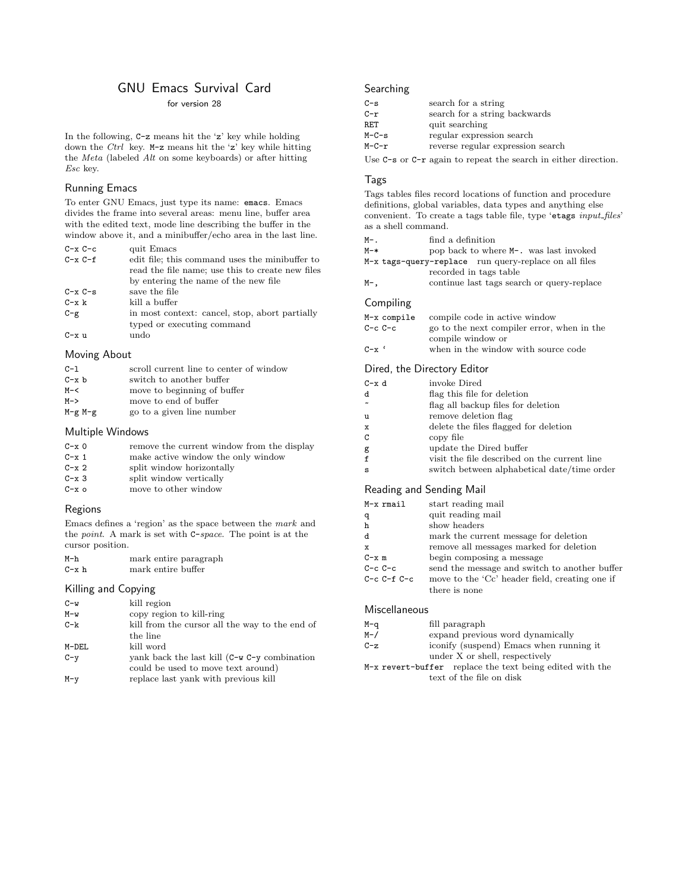# GNU Emacs Survival Card

for version 28

In the following, `C-z` means hit the '`z`' key while holding down the *Ctrl* key. `M-z` means hit the '`z`' key while hitting the *Meta* (labeled *Alt* on some keyboards) or after hitting *Esc* key.

## Running Emacs

To enter GNU Emacs, just type its name: `emacs`. Emacs divides the frame into several areas: menu line, buffer area with the edited text, mode line describing the buffer in the window above it, and a minibuffer/echo area in the last line.

| | |
|---|---|
| `C-x C-c` | quit Emacs |
| `C-x C-f` | edit file; this command uses the minibuffer to read the file name; use this to create new files by entering the name of the new file |
| `C-x C-s` | save the file |
| `C-x k` | kill a buffer |
| `C-g` | in most context: cancel, stop, abort partially typed or executing command |
| `C-x u` | undo |

## Moving About

| | |
|---|---|
| `C-l` | scroll current line to center of window |
| `C-x b` | switch to another buffer |
| `M-<` | move to beginning of buffer |
| `M->` | move to end of buffer |
| `M-g M-g` | go to a given line number |

## Multiple Windows

| | |
|---|---|
| `C-x 0` | remove the current window from the display |
| `C-x 1` | make active window the only window |
| `C-x 2` | split window horizontally |
| `C-x 3` | split window vertically |
| `C-x o` | move to other window |

## Regions

Emacs defines a 'region' as the space between the *mark* and the *point*. A mark is set with `C-`*space*. The point is at the cursor position.

| | |
|---|---|
| `M-h` | mark entire paragraph |
| `C-x h` | mark entire buffer |

## Killing and Copying

| | |
|---|---|
| `C-w` | kill region |
| `M-w` | copy region to kill-ring |
| `C-k` | kill from the cursor all the way to the end of the line |
| `M-DEL` | kill word |
| `C-y` | yank back the last kill (`C-w C-y` combination could be used to move text around) |
| `M-y` | replace last yank with previous kill |

## Searching

| | |
|---|---|
| `C-s` | search for a string |
| `C-r` | search for a string backwards |
| `RET` | quit searching |
| `M-C-s` | regular expression search |
| `M-C-r` | reverse regular expression search |

Use `C-s` or `C-r` again to repeat the search in either direction.

## Tags

Tags tables files record locations of function and procedure definitions, global variables, data types and anything else convenient. To create a tags table file, type '`etags` *input_files*' as a shell command.

| | |
|---|---|
| `M-.` | find a definition |
| `M-*` | pop back to where `M-.` was last invoked |
| `M-x tags-query-replace` | run query-replace on all files recorded in tags table |
| `M-,` | continue last tags search or query-replace |

## Compiling

| | |
|---|---|
| `M-x compile` | compile code in active window |
| `C-c C-c` | go to the next compiler error, when in the compile window or |
| `` C-x ` `` | when in the window with source code |

## Dired, the Directory Editor

| | |
|---|---|
| `C-x d` | invoke Dired |
| `d` | flag this file for deletion |
| `~` | flag all backup files for deletion |
| `u` | remove deletion flag |
| `x` | delete the files flagged for deletion |
| `C` | copy file |
| `g` | update the Dired buffer |
| `f` | visit the file described on the current line |
| `s` | switch between alphabetical date/time order |

## Reading and Sending Mail

| | |
|---|---|
| `M-x rmail` | start reading mail |
| `q` | quit reading mail |
| `h` | show headers |
| `d` | mark the current message for deletion |
| `x` | remove all messages marked for deletion |
| `C-x m` | begin composing a message |
| `C-c C-c` | send the message and switch to another buffer |
| `C-c C-f C-c` | move to the 'Cc' header field, creating one if there is none |

## Miscellaneous

| | |
|---|---|
| `M-q` | fill paragraph |
| `M-/` | expand previous word dynamically |
| `C-z` | iconify (suspend) Emacs when running it under X or shell, respectively |
| `M-x revert-buffer` | replace the text being edited with the text of the file on disk |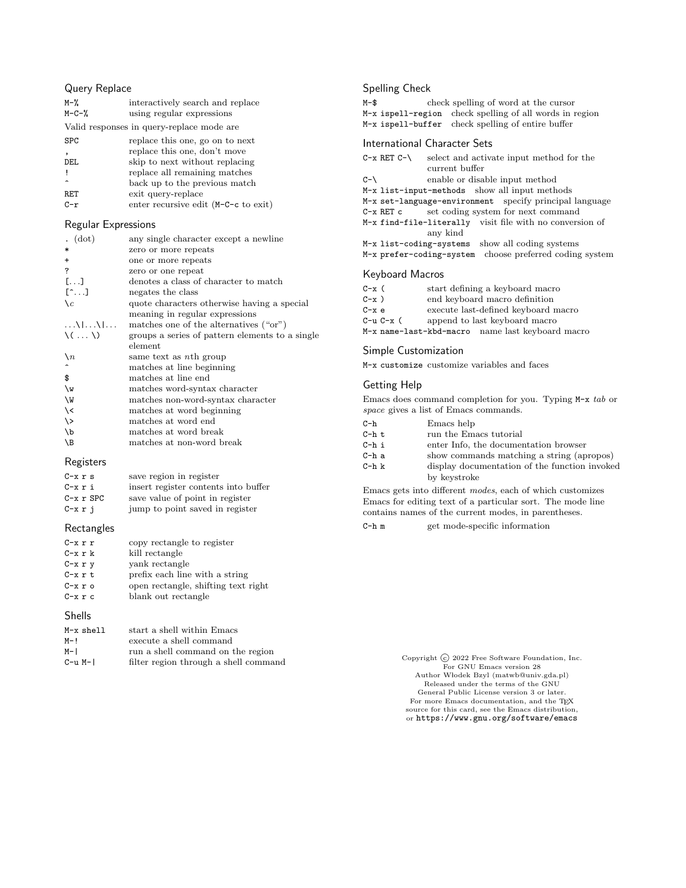## Query Replace

| | |
|---|---|
| `M-%` | interactively search and replace |
| `M-C-%` | using regular expressions |

Valid responses in query-replace mode are

| | |
|---|---|
| `SPC` | replace this one, go on to next |
| `,` | replace this one, don't move |
| `DEL` | skip to next without replacing |
| `!` | replace all remaining matches |
| `^` | back up to the previous match |
| `RET` | exit query-replace |
| `C-r` | enter recursive edit (`M-C-c` to exit) |

## Regular Expressions

| | |
|---|---|
| `.` (dot) | any single character except a newline |
| `*` | zero or more repeats |
| `+` | one or more repeats |
| `?` | zero or one repeat |
| `[...]` | denotes a class of character to match |
| `[^...]` | negates the class |
| `\`*c* | quote characters otherwise having a special meaning in regular expressions |
| `...\|...\|...` | matches one of the alternatives ("or") |
| `\( ... \)` | groups a series of pattern elements to a single element |
| `\`*n* | same text as *n*th group |
| `^` | matches at line beginning |
| `$` | matches at line end |
| `\w` | matches word-syntax character |
| `\W` | matches non-word-syntax character |
| `\<` | matches at word beginning |
| `\>` | matches at word end |
| `\b` | matches at word break |
| `\B` | matches at non-word break |

## Registers

| | |
|---|---|
| `C-x r s` | save region in register |
| `C-x r i` | insert register contents into buffer |
| `C-x r SPC` | save value of point in register |
| `C-x r j` | jump to point saved in register |

## Rectangles

| | |
|---|---|
| `C-x r r` | copy rectangle to register |
| `C-x r k` | kill rectangle |
| `C-x r y` | yank rectangle |
| `C-x r t` | prefix each line with a string |
| `C-x r o` | open rectangle, shifting text right |
| `C-x r c` | blank out rectangle |

## Shells

| | |
|---|---|
| `M-x shell` | start a shell within Emacs |
| `M-!` | execute a shell command |
| `M-\|` | run a shell command on the region |
| `C-u M-\|` | filter region through a shell command |

## Spelling Check

| | |
|---|---|
| `M-$` | check spelling of word at the cursor |
| `M-x ispell-region` | check spelling of all words in region |
| `M-x ispell-buffer` | check spelling of entire buffer |

## International Character Sets

| | |
|---|---|
| `C-x RET C-\` | select and activate input method for the current buffer |
| `C-\` | enable or disable input method |
| `M-x list-input-methods` | show all input methods |
| `M-x set-language-environment` | specify principal language |
| `C-x RET c` | set coding system for next command |
| `M-x find-file-literally` | visit file with no conversion of any kind |
| `M-x list-coding-systems` | show all coding systems |
| `M-x prefer-coding-system` | choose preferred coding system |

## Keyboard Macros

| | |
|---|---|
| `C-x (` | start defining a keyboard macro |
| `C-x )` | end keyboard macro definition |
| `C-x e` | execute last-defined keyboard macro |
| `C-u C-x (` | append to last keyboard macro |
| `M-x name-last-kbd-macro` | name last keyboard macro |

## Simple Customization

`M-x customize` customize variables and faces

## Getting Help

Emacs does command completion for you. Typing `M-x` *tab* or *space* gives a list of Emacs commands.

| | |
|---|---|
| `C-h` | Emacs help |
| `C-h t` | run the Emacs tutorial |
| `C-h i` | enter Info, the documentation browser |
| `C-h a` | show commands matching a string (apropos) |
| `C-h k` | display documentation of the function invoked by keystroke |

Emacs gets into different *modes*, each of which customizes Emacs for editing text of a particular sort. The mode line contains names of the current modes, in parentheses.

`C-h m` get mode-specific information

Copyright © 2022 Free Software Foundation, Inc.
For GNU Emacs version 28
Author Włodek Bzyl (matwb@univ.gda.pl)
Released under the terms of the GNU
General Public License version 3 or later.
For more Emacs documentation, and the TeX
source for this card, see the Emacs distribution,
or `https://www.gnu.org/software/emacs`